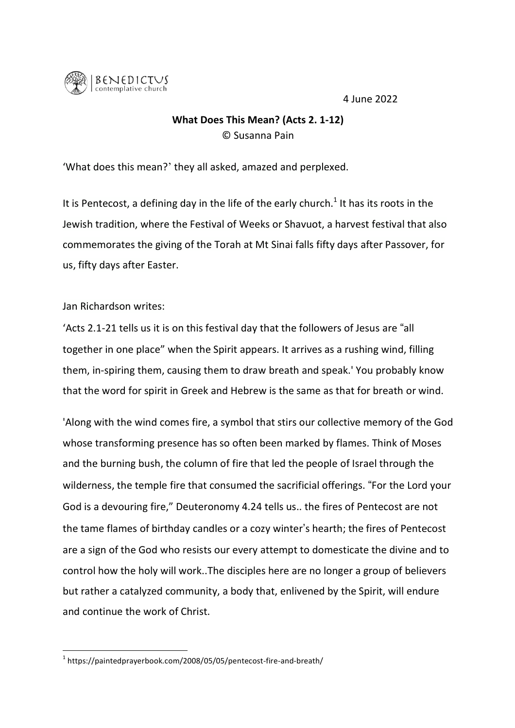BENEDICTUS
contemplative church

4 June 2022

**What Does This Mean? (Acts 2. 1-12)**
© Susanna Pain

'What does this mean?' they all asked, amazed and perplexed.

It is Pentecost, a defining day in the life of the early church.[1] It has its roots in the Jewish tradition, where the Festival of Weeks or Shavuot, a harvest festival that also commemorates the giving of the Torah at Mt Sinai falls fifty days after Passover, for us, fifty days after Easter.

Jan Richardson writes:

'Acts 2.1-21 tells us it is on this festival day that the followers of Jesus are "all together in one place" when the Spirit appears. It arrives as a rushing wind, filling them, in-spiring them, causing them to draw breath and speak.' You probably know that the word for spirit in Greek and Hebrew is the same as that for breath or wind.

'Along with the wind comes fire, a symbol that stirs our collective memory of the God whose transforming presence has so often been marked by flames. Think of Moses and the burning bush, the column of fire that led the people of Israel through the wilderness, the temple fire that consumed the sacrificial offerings. "For the Lord your God is a devouring fire," Deuteronomy 4.24 tells us.. the fires of Pentecost are not the tame flames of birthday candles or a cozy winter's hearth; the fires of Pentecost are a sign of the God who resists our every attempt to domesticate the divine and to control how the holy will work..The disciples here are no longer a group of believers but rather a catalyzed community, a body that, enlivened by the Spirit, will endure and continue the work of Christ.

---

[1] https://paintedprayerbook.com/2008/05/05/pentecost-fire-and-breath/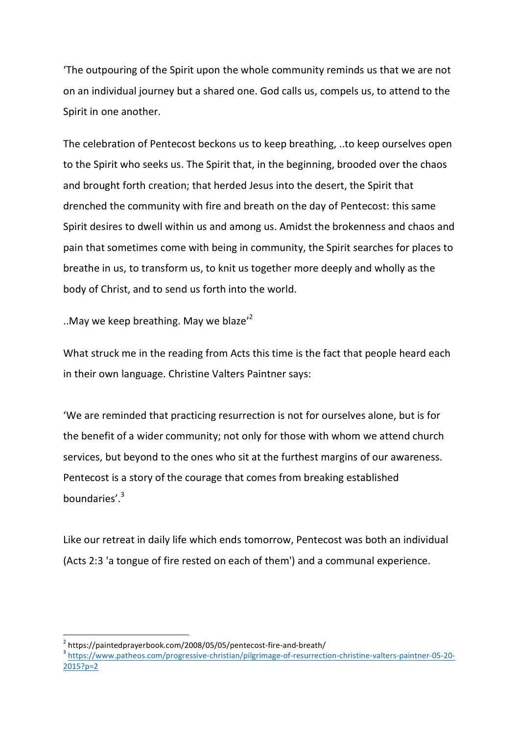'The outpouring of the Spirit upon the whole community reminds us that we are not on an individual journey but a shared one. God calls us, compels us, to attend to the Spirit in one another.

The celebration of Pentecost beckons us to keep breathing, ..to keep ourselves open to the Spirit who seeks us. The Spirit that, in the beginning, brooded over the chaos and brought forth creation; that herded Jesus into the desert, the Spirit that drenched the community with fire and breath on the day of Pentecost: this same Spirit desires to dwell within us and among us. Amidst the brokenness and chaos and pain that sometimes come with being in community, the Spirit searches for places to breathe in us, to transform us, to knit us together more deeply and wholly as the body of Christ, and to send us forth into the world.

..May we keep breathing. May we blaze'[2]

What struck me in the reading from Acts this time is the fact that people heard each in their own language. Christine Valters Paintner says:

'We are reminded that practicing resurrection is not for ourselves alone, but is for the benefit of a wider community; not only for those with whom we attend church services, but beyond to the ones who sit at the furthest margins of our awareness. Pentecost is a story of the courage that comes from breaking established boundaries'.[3]

Like our retreat in daily life which ends tomorrow, Pentecost was both an individual (Acts 2:3 'a tongue of fire rested on each of them') and a communal experience.

---

[2] https://paintedprayerbook.com/2008/05/05/pentecost-fire-and-breath/

[3] https://www.patheos.com/progressive-christian/pilgrimage-of-resurrection-christine-valters-paintner-05-20-2015?p=2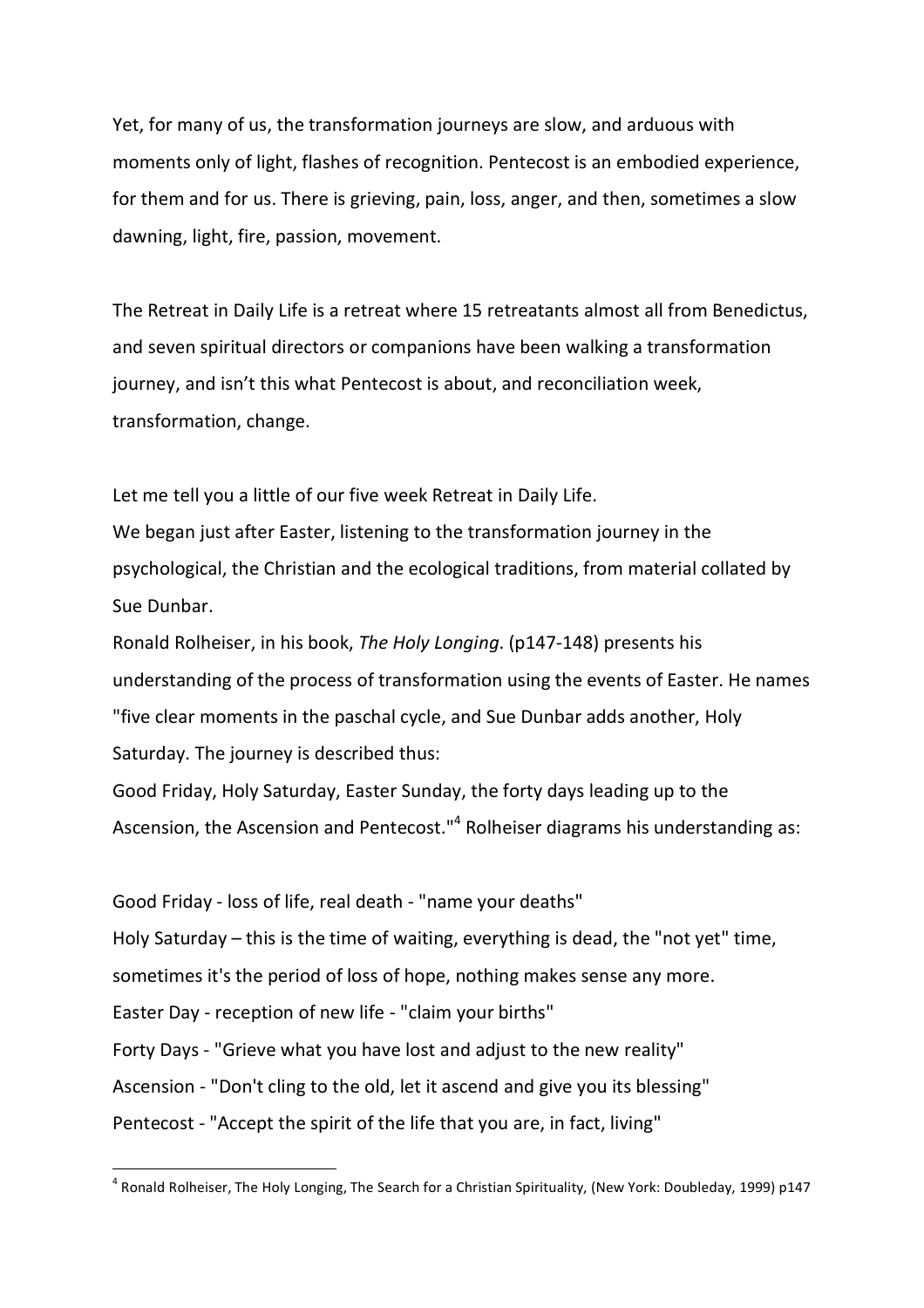Yet, for many of us, the transformation journeys are slow, and arduous with moments only of light, flashes of recognition. Pentecost is an embodied experience, for them and for us. There is grieving, pain, loss, anger, and then, sometimes a slow dawning, light, fire, passion, movement.

The Retreat in Daily Life is a retreat where 15 retreatants almost all from Benedictus, and seven spiritual directors or companions have been walking a transformation journey, and isn't this what Pentecost is about, and reconciliation week, transformation, change.

Let me tell you a little of our five week Retreat in Daily Life.
We began just after Easter, listening to the transformation journey in the psychological, the Christian and the ecological traditions, from material collated by Sue Dunbar.
Ronald Rolheiser, in his book, *The Holy Longing*. (p147-148) presents his understanding of the process of transformation using the events of Easter. He names "five clear moments in the paschal cycle, and Sue Dunbar adds another, Holy Saturday. The journey is described thus:
Good Friday, Holy Saturday, Easter Sunday, the forty days leading up to the Ascension, the Ascension and Pentecost."[4] Rolheiser diagrams his understanding as:

Good Friday - loss of life, real death - "name your deaths"
Holy Saturday – this is the time of waiting, everything is dead, the "not yet" time, sometimes it's the period of loss of hope, nothing makes sense any more.
Easter Day - reception of new life - "claim your births"
Forty Days - "Grieve what you have lost and adjust to the new reality"
Ascension - "Don't cling to the old, let it ascend and give you its blessing"
Pentecost - "Accept the spirit of the life that you are, in fact, living"

[4] Ronald Rolheiser, The Holy Longing, The Search for a Christian Spirituality, (New York: Doubleday, 1999) p147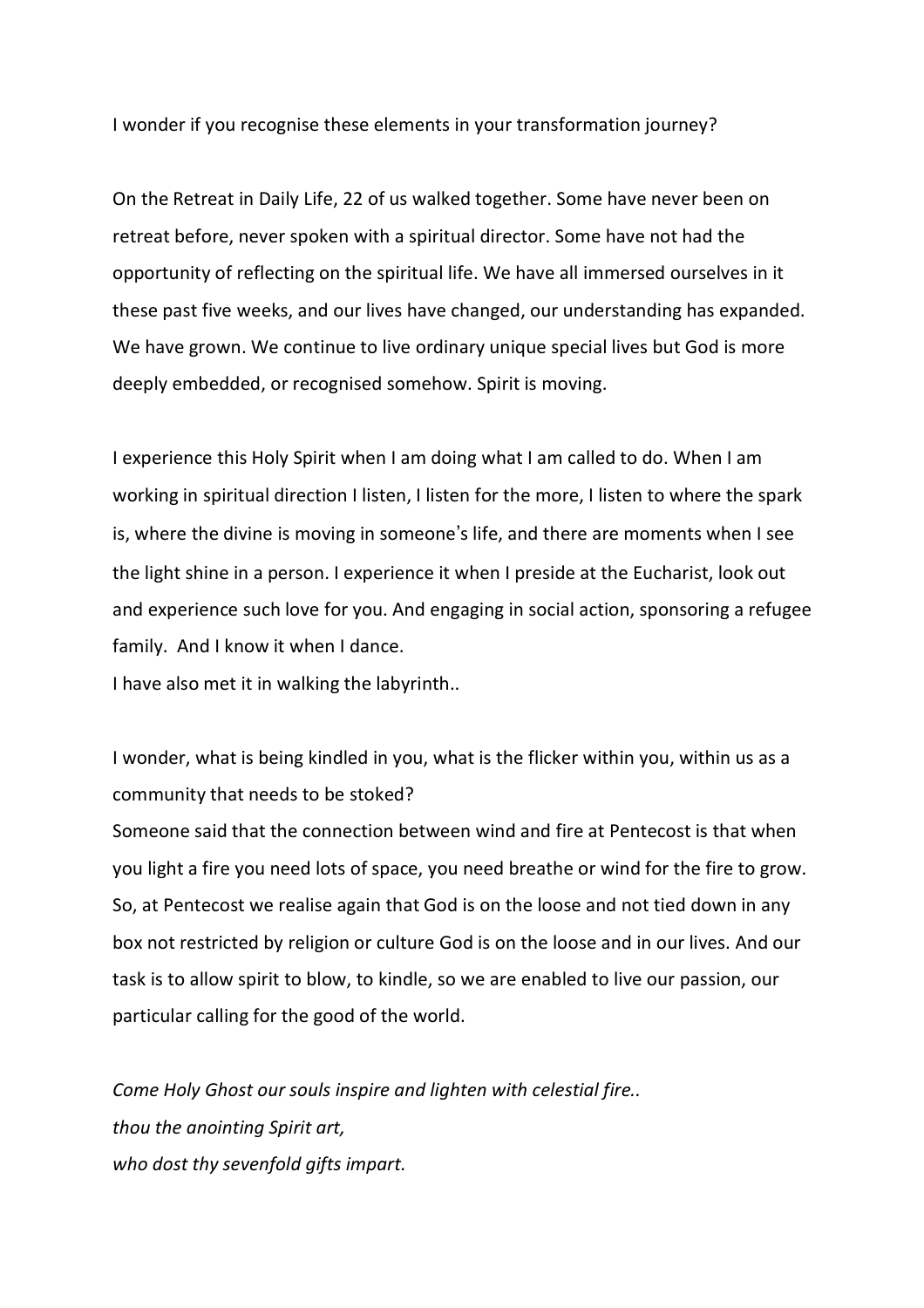I wonder if you recognise these elements in your transformation journey?

On the Retreat in Daily Life, 22 of us walked together. Some have never been on retreat before, never spoken with a spiritual director. Some have not had the opportunity of reflecting on the spiritual life. We have all immersed ourselves in it these past five weeks, and our lives have changed, our understanding has expanded. We have grown. We continue to live ordinary unique special lives but God is more deeply embedded, or recognised somehow. Spirit is moving.

I experience this Holy Spirit when I am doing what I am called to do. When I am working in spiritual direction I listen, I listen for the more, I listen to where the spark is, where the divine is moving in someone's life, and there are moments when I see the light shine in a person. I experience it when I preside at the Eucharist, look out and experience such love for you. And engaging in social action, sponsoring a refugee family. And I know it when I dance.
I have also met it in walking the labyrinth..

I wonder, what is being kindled in you, what is the flicker within you, within us as a community that needs to be stoked?
Someone said that the connection between wind and fire at Pentecost is that when you light a fire you need lots of space, you need breathe or wind for the fire to grow. So, at Pentecost we realise again that God is on the loose and not tied down in any box not restricted by religion or culture God is on the loose and in our lives. And our task is to allow spirit to blow, to kindle, so we are enabled to live our passion, our particular calling for the good of the world.

*Come Holy Ghost our souls inspire and lighten with celestial fire..*
*thou the anointing Spirit art,*
*who dost thy sevenfold gifts impart.*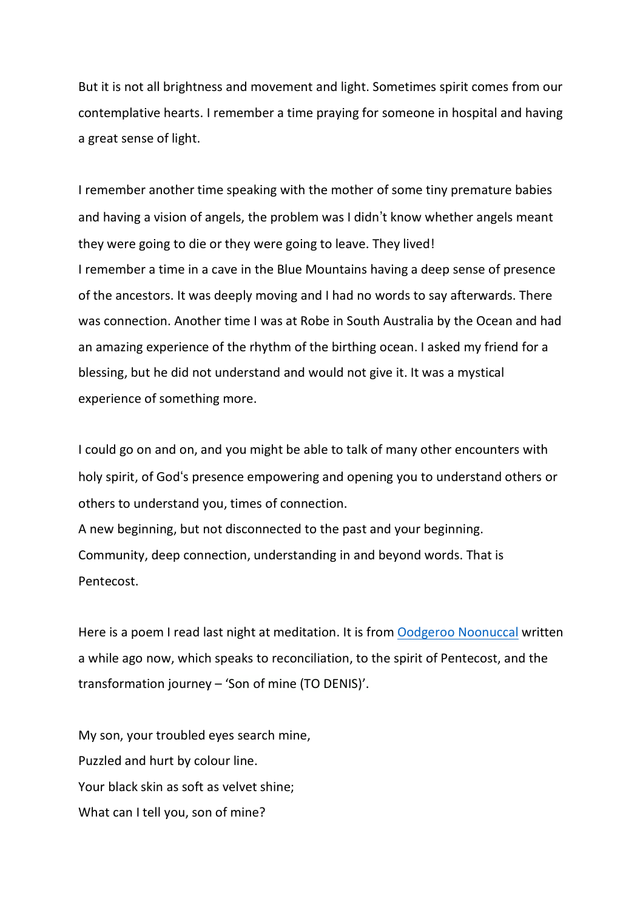But it is not all brightness and movement and light. Sometimes spirit comes from our contemplative hearts. I remember a time praying for someone in hospital and having a great sense of light.

I remember another time speaking with the mother of some tiny premature babies and having a vision of angels, the problem was I didn't know whether angels meant they were going to die or they were going to leave. They lived!
I remember a time in a cave in the Blue Mountains having a deep sense of presence of the ancestors. It was deeply moving and I had no words to say afterwards. There was connection. Another time I was at Robe in South Australia by the Ocean and had an amazing experience of the rhythm of the birthing ocean. I asked my friend for a blessing, but he did not understand and would not give it. It was a mystical experience of something more.

I could go on and on, and you might be able to talk of many other encounters with holy spirit, of God's presence empowering and opening you to understand others or others to understand you, times of connection.
A new beginning, but not disconnected to the past and your beginning.
Community, deep connection, understanding in and beyond words. That is Pentecost.

Here is a poem I read last night at meditation. It is from Oodgeroo Noonuccal written a while ago now, which speaks to reconciliation, to the spirit of Pentecost, and the transformation journey – 'Son of mine (TO DENIS)'.

My son, your troubled eyes search mine,
Puzzled and hurt by colour line.
Your black skin as soft as velvet shine;
What can I tell you, son of mine?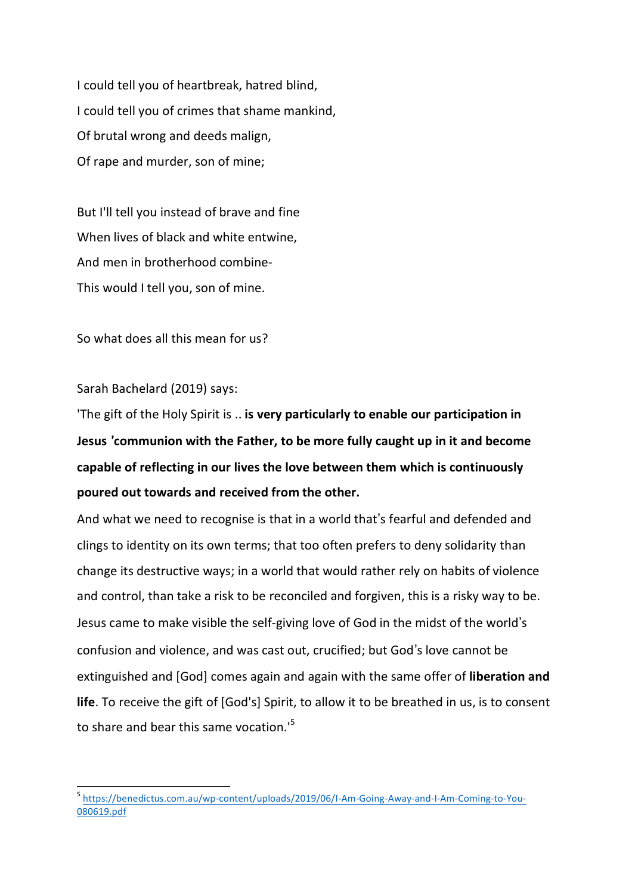I could tell you of heartbreak, hatred blind,  
I could tell you of crimes that shame mankind,  
Of brutal wrong and deeds malign,  
Of rape and murder, son of mine;

But I'll tell you instead of brave and fine  
When lives of black and white entwine,  
And men in brotherhood combine-  
This would I tell you, son of mine.

So what does all this mean for us?

Sarah Bachelard (2019) says:

'The gift of the Holy Spirit is .. **is very particularly to enable our participation in Jesus 'communion with the Father, to be more fully caught up in it and become capable of reflecting in our lives the love between them which is continuously poured out towards and received from the other.**

And what we need to recognise is that in a world that's fearful and defended and clings to identity on its own terms; that too often prefers to deny solidarity than change its destructive ways; in a world that would rather rely on habits of violence and control, than take a risk to be reconciled and forgiven, this is a risky way to be. Jesus came to make visible the self-giving love of God in the midst of the world's confusion and violence, and was cast out, crucified; but God's love cannot be extinguished and [God] comes again and again with the same offer of **liberation and life**. To receive the gift of [God's] Spirit, to allow it to be breathed in us, is to consent to share and bear this same vocation.'[5]

---

[5] https://benedictus.com.au/wp-content/uploads/2019/06/I-Am-Going-Away-and-I-Am-Coming-to-You-080619.pdf